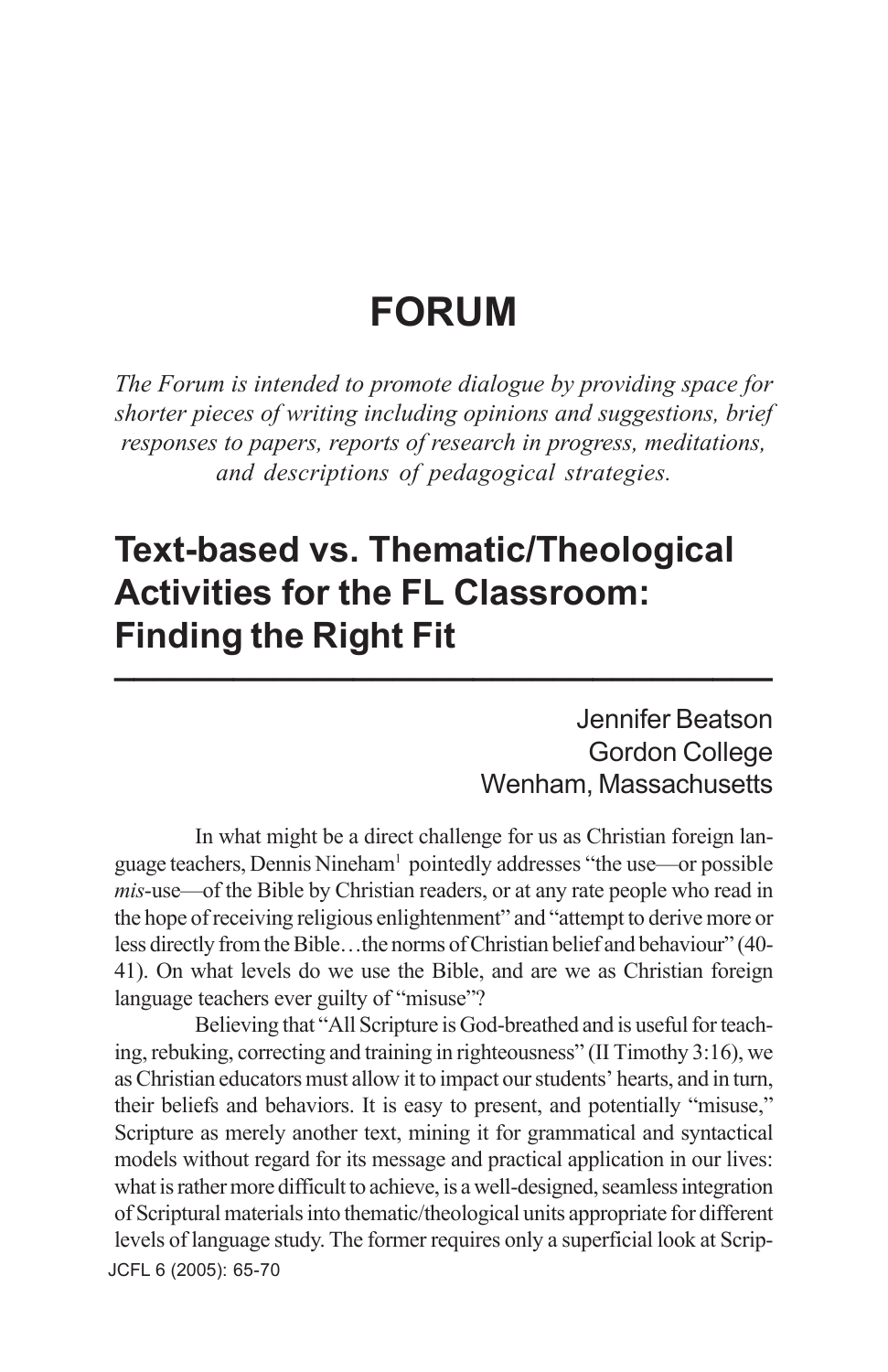# FORUM

*The Forum is intended to promote dialogue by providing space for shorter pieces of writing including opinions and suggestions, brief responses to papers, reports of research in progress, meditations, and descriptions of pedagogical strategies.*

## Text-based vs. Thematic/Theological Activities for the FL Classroom: Finding the Right Fit

Jennifer Beatson
Gordon College
Wenham, Massachusetts

In what might be a direct challenge for us as Christian foreign language teachers, Dennis Nineham[1] pointedly addresses "the use—or possible *mis*-use—of the Bible by Christian readers, or at any rate people who read in the hope of receiving religious enlightenment" and "attempt to derive more or less directly from the Bible…the norms of Christian belief and behaviour" (40-41). On what levels do we use the Bible, and are we as Christian foreign language teachers ever guilty of "misuse"?

Believing that "All Scripture is God-breathed and is useful for teaching, rebuking, correcting and training in righteousness" (II Timothy 3:16), we as Christian educators must allow it to impact our students' hearts, and in turn, their beliefs and behaviors. It is easy to present, and potentially "misuse," Scripture as merely another text, mining it for grammatical and syntactical models without regard for its message and practical application in our lives: what is rather more difficult to achieve, is a well-designed, seamless integration of Scriptural materials into thematic/theological units appropriate for different levels of language study. The former requires only a superficial look at Scrip-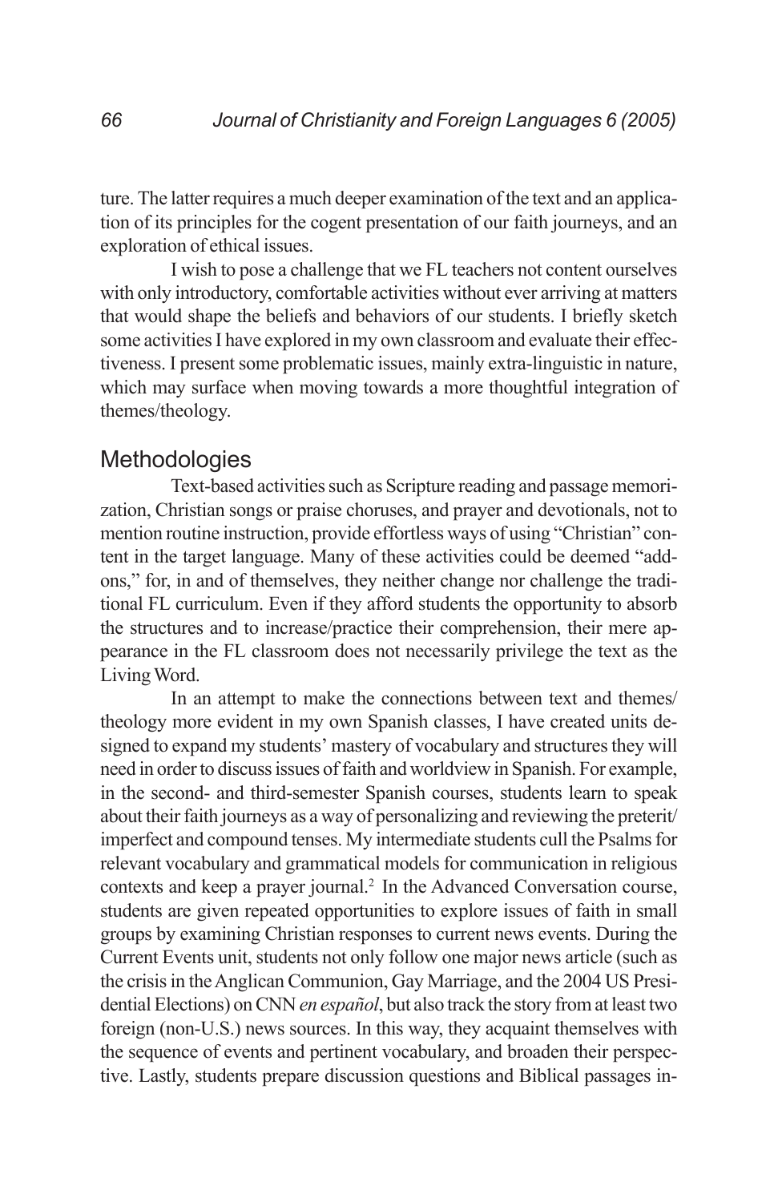ture. The latter requires a much deeper examination of the text and an application of its principles for the cogent presentation of our faith journeys, and an exploration of ethical issues.

I wish to pose a challenge that we FL teachers not content ourselves with only introductory, comfortable activities without ever arriving at matters that would shape the beliefs and behaviors of our students. I briefly sketch some activities I have explored in my own classroom and evaluate their effectiveness. I present some problematic issues, mainly extra-linguistic in nature, which may surface when moving towards a more thoughtful integration of themes/theology.

## Methodologies

Text-based activities such as Scripture reading and passage memorization, Christian songs or praise choruses, and prayer and devotionals, not to mention routine instruction, provide effortless ways of using "Christian" content in the target language. Many of these activities could be deemed "add-ons," for, in and of themselves, they neither change nor challenge the traditional FL curriculum. Even if they afford students the opportunity to absorb the structures and to increase/practice their comprehension, their mere appearance in the FL classroom does not necessarily privilege the text as the Living Word.

In an attempt to make the connections between text and themes/theology more evident in my own Spanish classes, I have created units designed to expand my students' mastery of vocabulary and structures they will need in order to discuss issues of faith and worldview in Spanish. For example, in the second- and third-semester Spanish courses, students learn to speak about their faith journeys as a way of personalizing and reviewing the preterit/imperfect and compound tenses. My intermediate students cull the Psalms for relevant vocabulary and grammatical models for communication in religious contexts and keep a prayer journal.[2] In the Advanced Conversation course, students are given repeated opportunities to explore issues of faith in small groups by examining Christian responses to current news events. During the Current Events unit, students not only follow one major news article (such as the crisis in the Anglican Communion, Gay Marriage, and the 2004 US Presidential Elections) on CNN *en español*, but also track the story from at least two foreign (non-U.S.) news sources. In this way, they acquaint themselves with the sequence of events and pertinent vocabulary, and broaden their perspective. Lastly, students prepare discussion questions and Biblical passages in-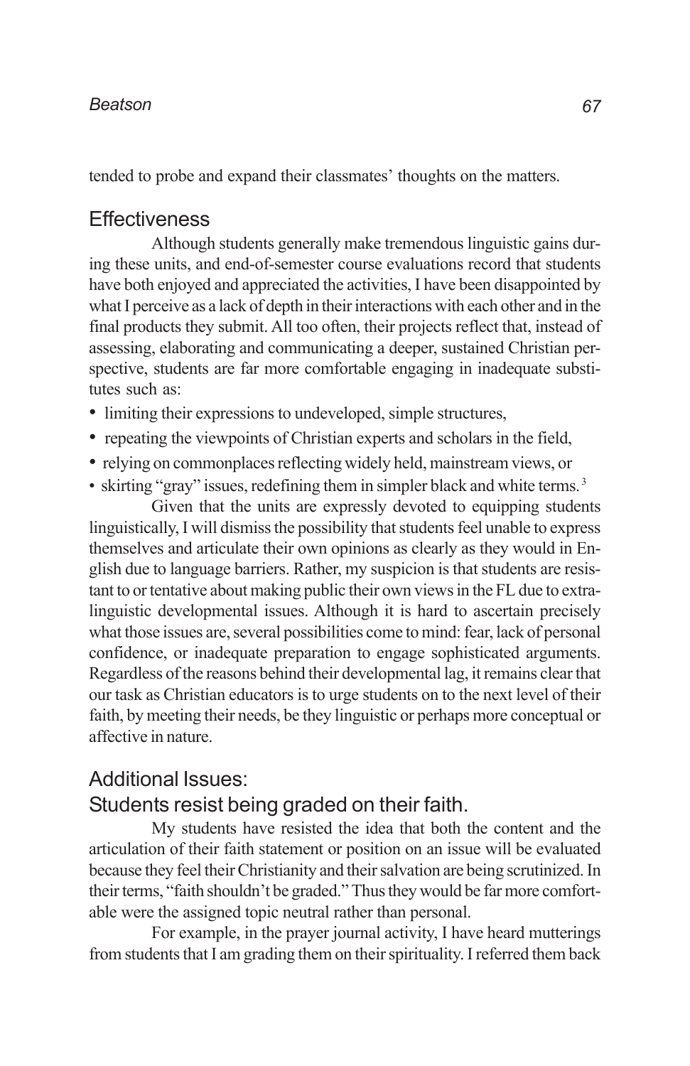tended to probe and expand their classmates' thoughts on the matters.

## Effectiveness

Although students generally make tremendous linguistic gains during these units, and end-of-semester course evaluations record that students have both enjoyed and appreciated the activities, I have been disappointed by what I perceive as a lack of depth in their interactions with each other and in the final products they submit. All too often, their projects reflect that, instead of assessing, elaborating and communicating a deeper, sustained Christian perspective, students are far more comfortable engaging in inadequate substitutes such as:

- limiting their expressions to undeveloped, simple structures,
- repeating the viewpoints of Christian experts and scholars in the field,
- relying on commonplaces reflecting widely held, mainstream views, or
- skirting "gray" issues, redefining them in simpler black and white terms.[3]

Given that the units are expressly devoted to equipping students linguistically, I will dismiss the possibility that students feel unable to express themselves and articulate their own opinions as clearly as they would in English due to language barriers. Rather, my suspicion is that students are resistant to or tentative about making public their own views in the FL due to extra-linguistic developmental issues. Although it is hard to ascertain precisely what those issues are, several possibilities come to mind: fear, lack of personal confidence, or inadequate preparation to engage sophisticated arguments. Regardless of the reasons behind their developmental lag, it remains clear that our task as Christian educators is to urge students on to the next level of their faith, by meeting their needs, be they linguistic or perhaps more conceptual or affective in nature.

## Additional Issues:
## Students resist being graded on their faith.

My students have resisted the idea that both the content and the articulation of their faith statement or position on an issue will be evaluated because they feel their Christianity and their salvation are being scrutinized. In their terms, "faith shouldn't be graded." Thus they would be far more comfortable were the assigned topic neutral rather than personal.

For example, in the prayer journal activity, I have heard mutterings from students that I am grading them on their spirituality. I referred them back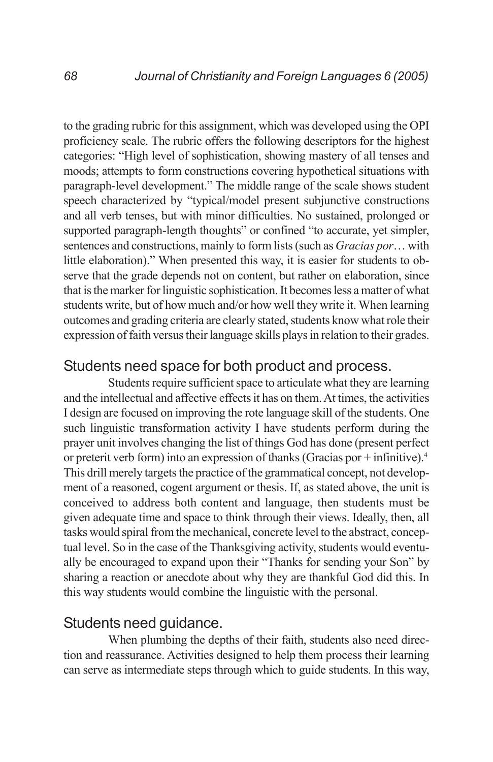to the grading rubric for this assignment, which was developed using the OPI proficiency scale. The rubric offers the following descriptors for the highest categories: "High level of sophistication, showing mastery of all tenses and moods; attempts to form constructions covering hypothetical situations with paragraph-level development." The middle range of the scale shows student speech characterized by "typical/model present subjunctive constructions and all verb tenses, but with minor difficulties. No sustained, prolonged or supported paragraph-length thoughts" or confined "to accurate, yet simpler, sentences and constructions, mainly to form lists (such as *Gracias por*… with little elaboration)." When presented this way, it is easier for students to observe that the grade depends not on content, but rather on elaboration, since that is the marker for linguistic sophistication. It becomes less a matter of what students write, but of how much and/or how well they write it. When learning outcomes and grading criteria are clearly stated, students know what role their expression of faith versus their language skills plays in relation to their grades.

## Students need space for both product and process.

Students require sufficient space to articulate what they are learning and the intellectual and affective effects it has on them. At times, the activities I design are focused on improving the rote language skill of the students. One such linguistic transformation activity I have students perform during the prayer unit involves changing the list of things God has done (present perfect or preterit verb form) into an expression of thanks (Gracias por + infinitive).[4] This drill merely targets the practice of the grammatical concept, not development of a reasoned, cogent argument or thesis. If, as stated above, the unit is conceived to address both content and language, then students must be given adequate time and space to think through their views. Ideally, then, all tasks would spiral from the mechanical, concrete level to the abstract, conceptual level. So in the case of the Thanksgiving activity, students would eventually be encouraged to expand upon their "Thanks for sending your Son" by sharing a reaction or anecdote about why they are thankful God did this. In this way students would combine the linguistic with the personal.

## Students need guidance.

When plumbing the depths of their faith, students also need direction and reassurance. Activities designed to help them process their learning can serve as intermediate steps through which to guide students. In this way,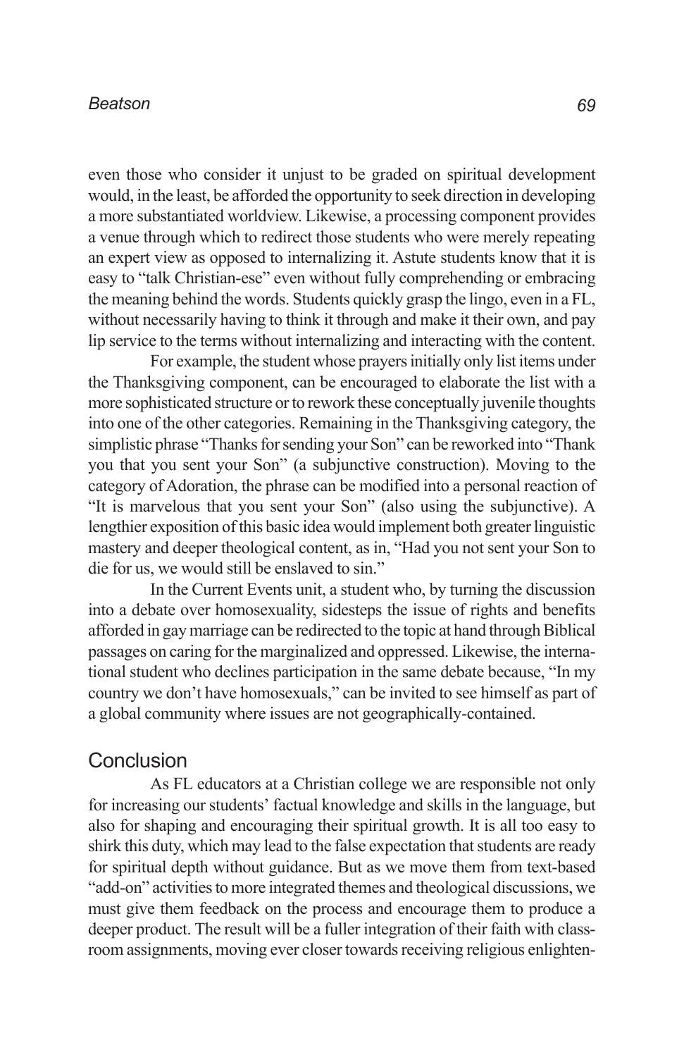even those who consider it unjust to be graded on spiritual development would, in the least, be afforded the opportunity to seek direction in developing a more substantiated worldview. Likewise, a processing component provides a venue through which to redirect those students who were merely repeating an expert view as opposed to internalizing it. Astute students know that it is easy to "talk Christian-ese" even without fully comprehending or embracing the meaning behind the words. Students quickly grasp the lingo, even in a FL, without necessarily having to think it through and make it their own, and pay lip service to the terms without internalizing and interacting with the content.

For example, the student whose prayers initially only list items under the Thanksgiving component, can be encouraged to elaborate the list with a more sophisticated structure or to rework these conceptually juvenile thoughts into one of the other categories. Remaining in the Thanksgiving category, the simplistic phrase "Thanks for sending your Son" can be reworked into "Thank you that you sent your Son" (a subjunctive construction). Moving to the category of Adoration, the phrase can be modified into a personal reaction of "It is marvelous that you sent your Son" (also using the subjunctive). A lengthier exposition of this basic idea would implement both greater linguistic mastery and deeper theological content, as in, "Had you not sent your Son to die for us, we would still be enslaved to sin."

In the Current Events unit, a student who, by turning the discussion into a debate over homosexuality, sidesteps the issue of rights and benefits afforded in gay marriage can be redirected to the topic at hand through Biblical passages on caring for the marginalized and oppressed. Likewise, the international student who declines participation in the same debate because, "In my country we don't have homosexuals," can be invited to see himself as part of a global community where issues are not geographically-contained.

## Conclusion

As FL educators at a Christian college we are responsible not only for increasing our students' factual knowledge and skills in the language, but also for shaping and encouraging their spiritual growth. It is all too easy to shirk this duty, which may lead to the false expectation that students are ready for spiritual depth without guidance. But as we move them from text-based "add-on" activities to more integrated themes and theological discussions, we must give them feedback on the process and encourage them to produce a deeper product. The result will be a fuller integration of their faith with classroom assignments, moving ever closer towards receiving religious enlighten-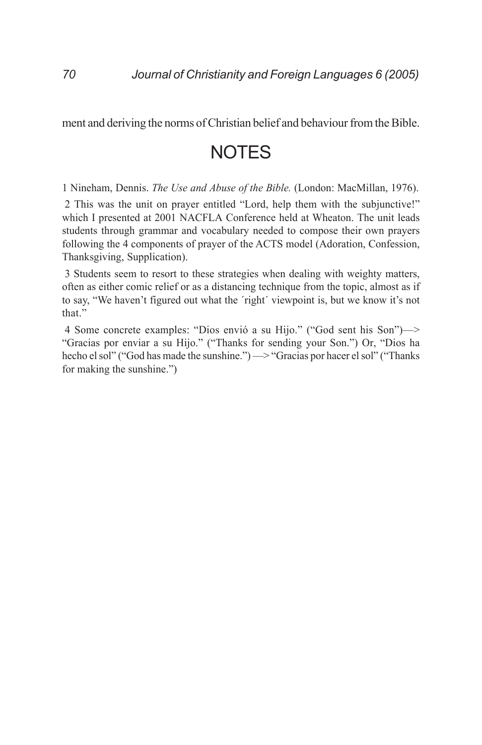ment and deriving the norms of Christian belief and behaviour from the Bible.

# NOTES

1 Nineham, Dennis. *The Use and Abuse of the Bible.* (London: MacMillan, 1976).

2 This was the unit on prayer entitled “Lord, help them with the subjunctive!” which I presented at 2001 NACFLA Conference held at Wheaton. The unit leads students through grammar and vocabulary needed to compose their own prayers following the 4 components of prayer of the ACTS model (Adoration, Confession, Thanksgiving, Supplication).

3 Students seem to resort to these strategies when dealing with weighty matters, often as either comic relief or as a distancing technique from the topic, almost as if to say, “We haven’t figured out what the ´right´ viewpoint is, but we know it’s not that.”

4 Some concrete examples: “Dios envió a su Hijo.” (“God sent his Son”)—> “Gracias por enviar a su Hijo.” (“Thanks for sending your Son.”) Or, “Dios ha hecho el sol” (“God has made the sunshine.”) —> “Gracias por hacer el sol” (“Thanks for making the sunshine.”)